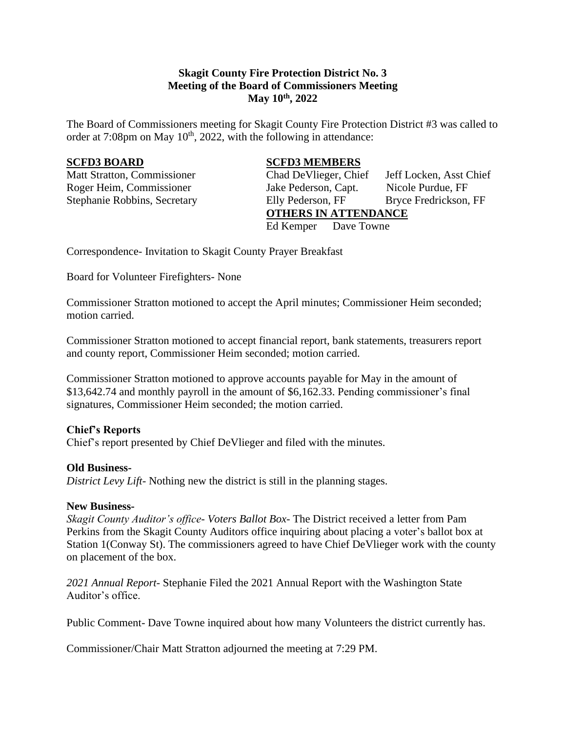**Skagit County Fire Protection District No. 3**
**Meeting of the Board of Commissioners Meeting**
**May 10th, 2022**

The Board of Commissioners meeting for Skagit County Fire Protection District #3 was called to order at 7:08pm on May 10th, 2022, with the following in attendance:

| **SCFD3 BOARD** | **SCFD3 MEMBERS** | |
|---|---|---|
| Matt Stratton, Commissioner | Chad DeVlieger, Chief | Jeff Locken, Asst Chief |
| Roger Heim, Commissioner | Jake Pederson, Capt. | Nicole Purdue, FF |
| Stephanie Robbins, Secretary | Elly Pederson, FF | Bryce Fredrickson, FF |
| | **OTHERS IN ATTENDANCE** | |
| | Ed Kemper Dave Towne | |

Correspondence- Invitation to Skagit County Prayer Breakfast

Board for Volunteer Firefighters- None

Commissioner Stratton motioned to accept the April minutes; Commissioner Heim seconded; motion carried.

Commissioner Stratton motioned to accept financial report, bank statements, treasurers report and county report, Commissioner Heim seconded; motion carried.

Commissioner Stratton motioned to approve accounts payable for May in the amount of $13,642.74 and monthly payroll in the amount of $6,162.33. Pending commissioner's final signatures, Commissioner Heim seconded; the motion carried.

**Chief's Reports**
Chief's report presented by Chief DeVlieger and filed with the minutes.

**Old Business-**
*District Levy Lift-* Nothing new the district is still in the planning stages.

**New Business-**
*Skagit County Auditor's office- Voters Ballot Box-* The District received a letter from Pam Perkins from the Skagit County Auditors office inquiring about placing a voter's ballot box at Station 1(Conway St). The commissioners agreed to have Chief DeVlieger work with the county on placement of the box.

*2021 Annual Report-* Stephanie Filed the 2021 Annual Report with the Washington State Auditor's office.

Public Comment- Dave Towne inquired about how many Volunteers the district currently has.

Commissioner/Chair Matt Stratton adjourned the meeting at 7:29 PM.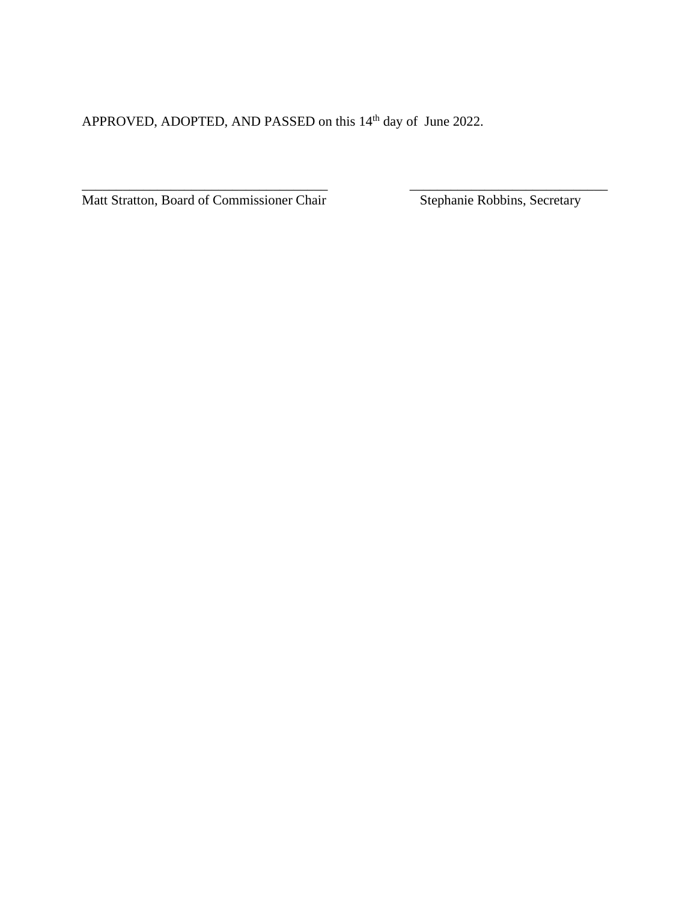APPROVED, ADOPTED, AND PASSED on this 14th day of June 2022.

\_\_\_\_\_\_\_\_\_\_\_\_\_\_\_\_\_\_\_\_\_\_\_\_\_\_\_\_\_\_\_\_\_\_\_\_\_
Matt Stratton, Board of Commissioner Chair

\_\_\_\_\_\_\_\_\_\_\_\_\_\_\_\_\_\_\_\_\_\_\_\_\_\_\_\_\_\_
Stephanie Robbins, Secretary